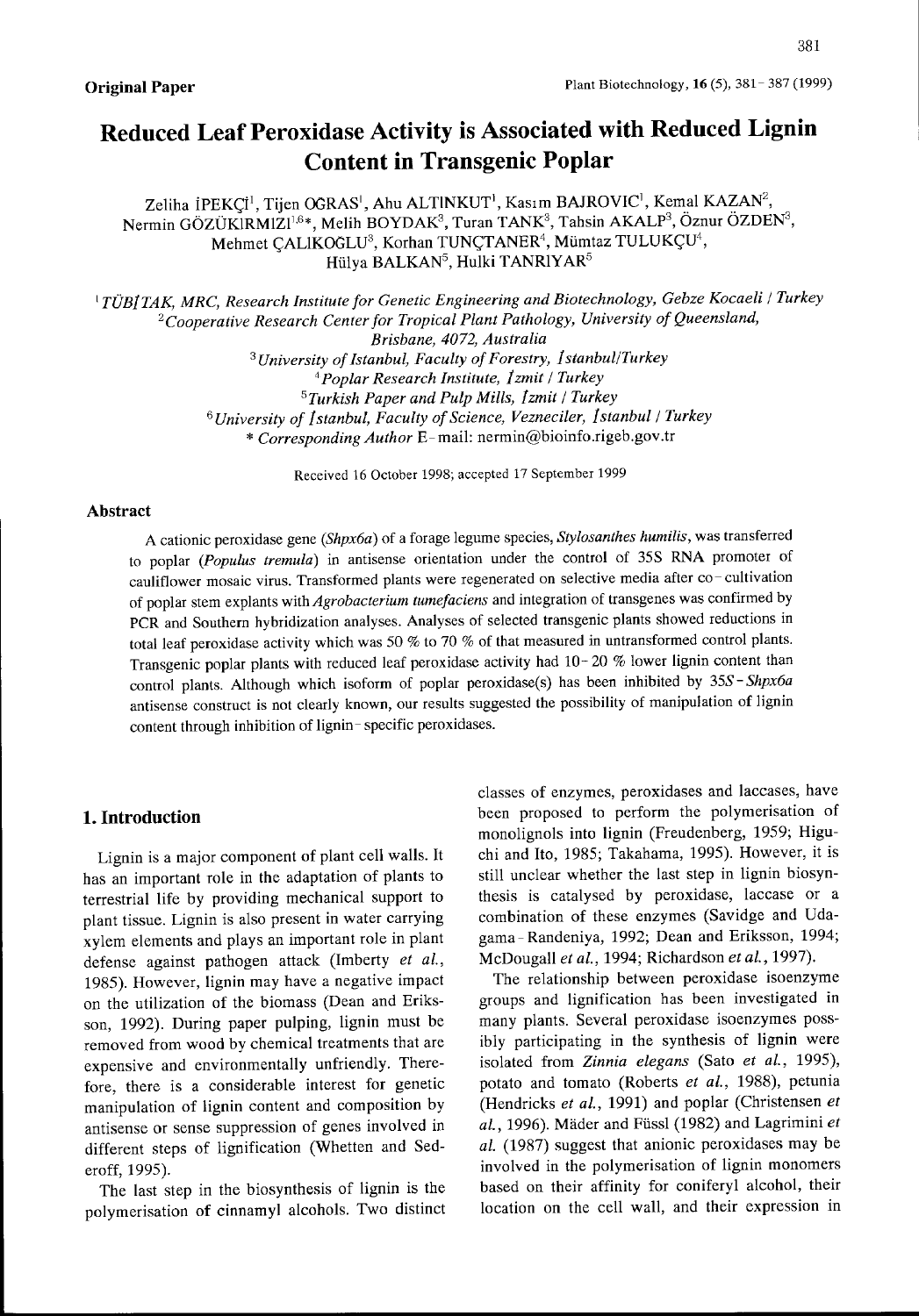**Original Paper**

# Reduced Leaf Peroxidase Activity is Associated with Reduced Lignin Content in Transgenic Poplar

Zeliha İPEKÇİ[1], Tijen OGRAS[1], Ahu ALTINKUT[1], Kasım BAJROVIC[1], Kemal KAZAN[2], Nermin GÖZÜKIRMIZI[1,6*], Melih BOYDAK[3], Turan TANK[3], Tahsin AKALP[3], Öznur ÖZDEN[3], Mehmet ÇALIKOGLU[3], Korhan TUNÇTANER[4], Mümtaz TULUKÇU[4], Hülya BALKAN[5], Hulki TANRIYAR[5]

[1] *TÜBİTAK, MRC, Research Institute for Genetic Engineering and Biotechnology, Gebze Kocaeli / Turkey*

[2] *Cooperative Research Center for Tropical Plant Pathology, University of Queensland, Brisbane, 4072, Australia*

[3] *University of Istanbul, Faculty of Forestry, İstanbul/Turkey*

[4] *Poplar Research Institute, İzmit / Turkey*

[5] *Turkish Paper and Pulp Mills, İzmit / Turkey*

[6] *University of İstanbul, Faculty of Science, Vezneciler, İstanbul / Turkey*

\* *Corresponding Author* E-mail: nermin@bioinfo.rigeb.gov.tr

Received 16 October 1998; accepted 17 September 1999

## Abstract

A cationic peroxidase gene (*Shpx6a*) of a forage legume species, *Stylosanthes humilis*, was transferred to poplar (*Populus tremula*) in antisense orientation under the control of 35S RNA promoter of cauliflower mosaic virus. Transformed plants were regenerated on selective media after co-cultivation of poplar stem explants with *Agrobacterium tumefaciens* and integration of transgenes was confirmed by PCR and Southern hybridization analyses. Analyses of selected transgenic plants showed reductions in total leaf peroxidase activity which was 50 % to 70 % of that measured in untransformed control plants. Transgenic poplar plants with reduced leaf peroxidase activity had 10-20 % lower lignin content than control plants. Although which isoform of poplar peroxidase(s) has been inhibited by *35S-Shpx6a* antisense construct is not clearly known, our results suggested the possibility of manipulation of lignin content through inhibition of lignin-specific peroxidases.

## 1. Introduction

Lignin is a major component of plant cell walls. It has an important role in the adaptation of plants to terrestrial life by providing mechanical support to plant tissue. Lignin is also present in water carrying xylem elements and plays an important role in plant defense against pathogen attack (Imberty *et al.*, 1985). However, lignin may have a negative impact on the utilization of the biomass (Dean and Eriksson, 1992). During paper pulping, lignin must be removed from wood by chemical treatments that are expensive and environmentally unfriendly. Therefore, there is a considerable interest for genetic manipulation of lignin content and composition by antisense or sense suppression of genes involved in different steps of lignification (Whetten and Sederoff, 1995).

The last step in the biosynthesis of lignin is the polymerisation of cinnamyl alcohols. Two distinct classes of enzymes, peroxidases and laccases, have been proposed to perform the polymerisation of monolignols into lignin (Freudenberg, 1959; Higuchi and Ito, 1985; Takahama, 1995). However, it is still unclear whether the last step in lignin biosynthesis is catalysed by peroxidase, laccase or a combination of these enzymes (Savidge and Udagama-Randeniya, 1992; Dean and Eriksson, 1994; McDougall *et al.*, 1994; Richardson *et al.*, 1997).

The relationship between peroxidase isoenzyme groups and lignification has been investigated in many plants. Several peroxidase isoenzymes possibly participating in the synthesis of lignin were isolated from *Zinnia elegans* (Sato *et al.*, 1995), potato and tomato (Roberts *et al.*, 1988), petunia (Hendricks *et al.*, 1991) and poplar (Christensen *et al.*, 1996). Mäder and Füssl (1982) and Lagrimini *et al.* (1987) suggest that anionic peroxidases may be involved in the polymerisation of lignin monomers based on their affinity for coniferyl alcohol, their location on the cell wall, and their expression in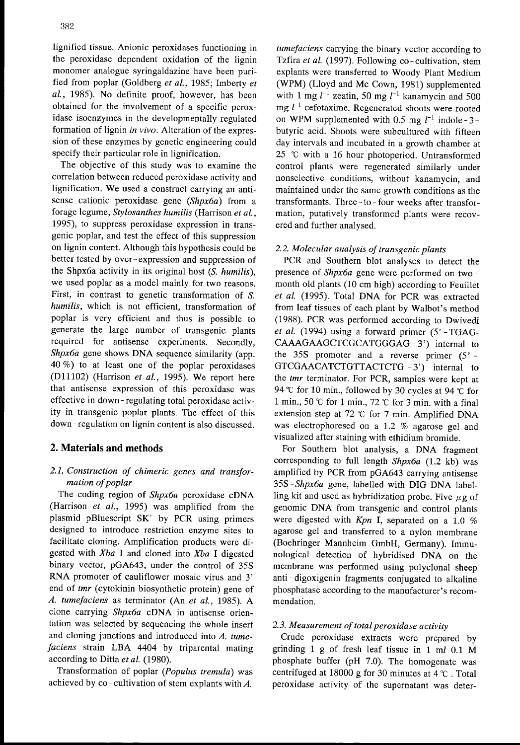lignified tissue. Anionic peroxidases functioning in the peroxidase dependent oxidation of the lignin monomer analogue syringaldazine have been purified from poplar (Goldberg *et al.*, 1985; Imberty *et al.*, 1985). No definite proof, however, has been obtained for the involvement of a specific peroxidase isoenzymes in the developmentally regulated formation of lignin *in vivo*. Alteration of the expression of these enzymes by genetic engineering could specify their particular role in lignification.

The objective of this study was to examine the correlation between reduced peroxidase activity and lignification. We used a construct carrying an antisense cationic peroxidase gene (*Shpx6a*) from a forage legume, *Stylosanthes humilis* (Harrison *et al.*, 1995), to suppress peroxidase expression in transgenic poplar, and test the effect of this suppression on lignin content. Although this hypothesis could be better tested by over-expression and suppression of the Shpx6a activity in its original host (*S. humilis*), we used poplar as a model mainly for two reasons. First, in contrast to genetic transformation of *S. humilis*, which is not efficient, transformation of poplar is very efficient and thus is possible to generate the large number of transgenic plants required for antisense experiments. Secondly, *Shpx6a* gene shows DNA sequence similarity (app. 40 %) to at least one of the poplar peroxidases (D11102) (Harrison *et al.*, 1995). We report here that antisense expression of this peroxidase was effective in down-regulating total peroxidase activity in transgenic poplar plants. The effect of this down-regulation on lignin content is also discussed.

## 2. Materials and methods

### 2.1. Construction of chimeric genes and transformation of poplar

The coding region of *Shpx6a* peroxidase cDNA (Harrison *et al.*, 1995) was amplified from the plasmid pBluescript SK$^{+}$ by PCR using primers designed to introduce restriction enzyme sites to facilitate cloning. Amplification products were digested with *Xba* I and cloned into *Xba* I digested binary vector, pGA643, under the control of 35S RNA promoter of cauliflower mosaic virus and 3' end of *tmr* (cytokinin biosynthetic protein) gene of *A. tumefaciens* as terminator (An *et al.*, 1985). A clone carrying *Shpx6a* cDNA in antisense orientation was selected by sequencing the whole insert and cloning junctions and introduced into *A. tumefaciens* strain LBA 4404 by triparental mating according to Ditta *et al.* (1980).

Transformation of poplar (*Populus tremula*) was achieved by co-cultivation of stem explants with *A. tumefaciens* carrying the binary vector according to Tzfira *et al.* (1997). Following co-cultivation, stem explants were transferred to Woody Plant Medium (WPM) (Lloyd and Mc Cown, 1981) supplemented with 1 mg $l^{-1}$ zeatin, 50 mg $l^{-1}$ kanamycin and 500 mg $l^{-1}$ cefotaxime. Regenerated shoots were rooted on WPM supplemented with 0.5 mg $l^{-1}$ indole-3-butyric acid. Shoots were subcultured with fifteen day intervals and incubated in a growth chamber at 25 ℃ with a 16 hour photoperiod. Untransformed control plants were regenerated similarly under nonselective conditions, without kanamycin, and maintained under the same growth conditions as the transformants. Three-to-four weeks after transformation, putatively transformed plants were recovered and further analysed.

### 2.2. Molecular analysis of transgenic plants

PCR and Southern blot analyses to detect the presence of *Shpx6a* gene were performed on two-month old plants (10 cm high) according to Feuillet *et al.* (1995). Total DNA for PCR was extracted from leaf tissues of each plant by Walbot's method (1988). PCR was performed according to Dwivedi *et al.* (1994) using a forward primer (5'-TGAGCAAAGAAGCTCGCATGGGAG-3') internal to the 35S promoter and a reverse primer (5'-GTCGAACATCTGTTACTCTG-3') internal to the *tmr* terminator. For PCR, samples were kept at 94 ℃ for 10 min., followed by 30 cycles at 94 ℃ for 1 min., 50 ℃ for 1 min., 72 ℃ for 3 min. with a final extension step at 72 ℃ for 7 min. Amplified DNA was electrophoresed on a 1.2 % agarose gel and visualized after staining with ethidium bromide.

For Southern blot analysis, a DNA fragment corresponding to full length *Shpx6a* (1.2 kb) was amplified by PCR from pGA643 carrying antisense 35S-*Shpx6a* gene, labelled with DIG DNA labelling kit and used as hybridization probe. Five $\mu$g of genomic DNA from transgenic and control plants were digested with *Kpn* I, separated on a 1.0 % agarose gel and transferred to a nylon membrane (Boehringer Mannheim GmbH, Germany). Immunological detection of hybridised DNA on the membrane was performed using polyclonal sheep anti-digoxigenin fragments conjugated to alkaline phosphatase according to the manufacturer's recommendation.

### 2.3. Measurement of total peroxidase activity

Crude peroxidase extracts were prepared by grinding 1 g of fresh leaf tissue in 1 m*l* 0.1 M phosphate buffer (pH 7.0). The homogenate was centrifuged at 18000 g for 30 minutes at 4 ℃. Total peroxidase activity of the supernatant was deter-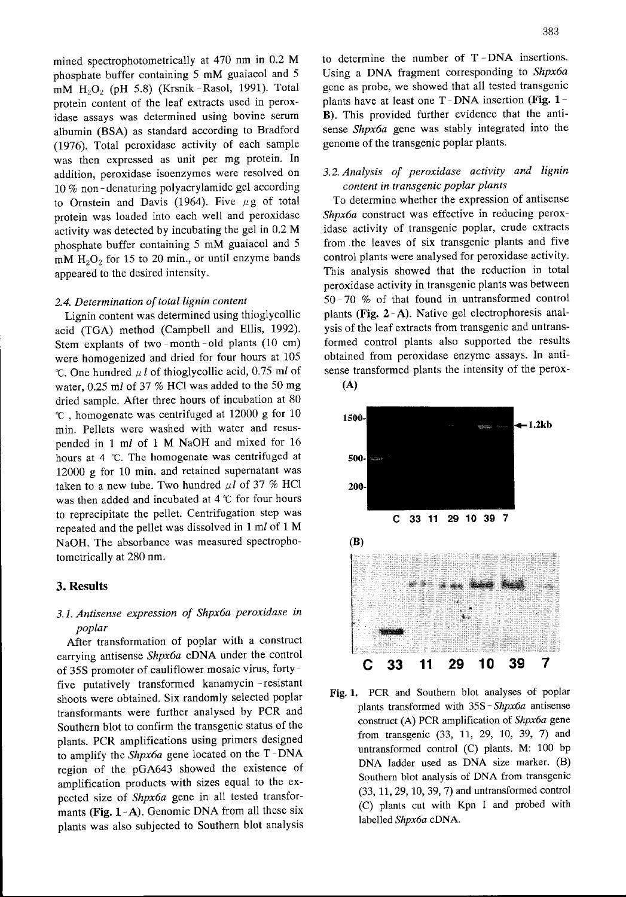mined spectrophotometrically at 470 nm in 0.2 M phosphate buffer containing 5 mM guaiacol and 5 mM $H_2O_2$ (pH 5.8) (Krsnik - Rasol, 1991). Total protein content of the leaf extracts used in peroxidase assays was determined using bovine serum albumin (BSA) as standard according to Bradford (1976). Total peroxidase activity of each sample was then expressed as unit per mg protein. In addition, peroxidase isoenzymes were resolved on 10 % non - denaturing polyacrylamide gel according to Ornstein and Davis (1964). Five $\mu$g of total protein was loaded into each well and peroxidase activity was detected by incubating the gel in 0.2 M phosphate buffer containing 5 mM guaiacol and 5 mM $H_2O_2$ for 15 to 20 min., or until enzyme bands appeared to the desired intensity.

### 2.4. Determination of total lignin content

Lignin content was determined using thioglycollic acid (TGA) method (Campbell and Ellis, 1992). Stem explants of two - month - old plants (10 cm) were homogenized and dried for four hours at 105 ℃. One hundred $\mu l$ of thioglycollic acid, 0.75 m*l* of water, 0.25 m*l* of 37 % HCl was added to the 50 mg dried sample. After three hours of incubation at 80 ℃, homogenate was centrifuged at 12000 g for 10 min. Pellets were washed with water and resuspended in 1 m*l* of 1 M NaOH and mixed for 16 hours at 4 ℃. The homogenate was centrifuged at 12000 g for 10 min. and retained supernatant was taken to a new tube. Two hundred $\mu l$ of 37 % HCl was then added and incubated at 4 ℃ for four hours to reprecipitate the pellet. Centrifugation step was repeated and the pellet was dissolved in 1 m*l* of 1 M NaOH. The absorbance was measured spectrophotometrically at 280 nm.

## 3. Results

### 3.1. Antisense expression of *Shpx6a* peroxidase in poplar

After transformation of poplar with a construct carrying antisense *Shpx6a* cDNA under the control of 35S promoter of cauliflower mosaic virus, forty-five putatively transformed kanamycin - resistant shoots were obtained. Six randomly selected poplar transformants were further analysed by PCR and Southern blot to confirm the transgenic status of the plants. PCR amplifications using primers designed to amplify the *Shpx6a* gene located on the T - DNA region of the pGA643 showed the existence of amplification products with sizes equal to the expected size of *Shpx6a* gene in all tested transformants (**Fig. 1 - A**). Genomic DNA from all these six plants was also subjected to Southern blot analysis to determine the number of T - DNA insertions. Using a DNA fragment corresponding to *Shpx6a* gene as probe, we showed that all tested transgenic plants have at least one T - DNA insertion (**Fig. 1 - B**). This provided further evidence that the antisense *Shpx6a* gene was stably integrated into the genome of the transgenic poplar plants.

### 3.2. Analysis of peroxidase activity and lignin content in transgenic poplar plants

To determine whether the expression of antisense *Shpx6a* construct was effective in reducing peroxidase activity of transgenic poplar, crude extracts from the leaves of six transgenic plants and five control plants were analysed for peroxidase activity. This analysis showed that the reduction in total peroxidase activity in transgenic plants was between 50 - 70 % of that found in untransformed control plants (**Fig. 2 - A**). Native gel electrophoresis analysis of the leaf extracts from transgenic and untransformed control plants also supported the results obtained from peroxidase enzyme assays. In antisense transformed plants the intensity of the perox-

**Fig. 1.** PCR and Southern blot analyses of poplar plants transformed with 35S - *Shpx6a* antisense construct (A) PCR amplification of *Shpx6a* gene from transgenic (33, 11, 29, 10, 39, 7) and untransformed control (C) plants. M: 100 bp DNA ladder used as DNA size marker. (B) Southern blot analysis of DNA from transgenic (33, 11, 29, 10, 39, 7) and untransformed control (C) plants cut with Kpn I and probed with labelled *Shpx6a* cDNA.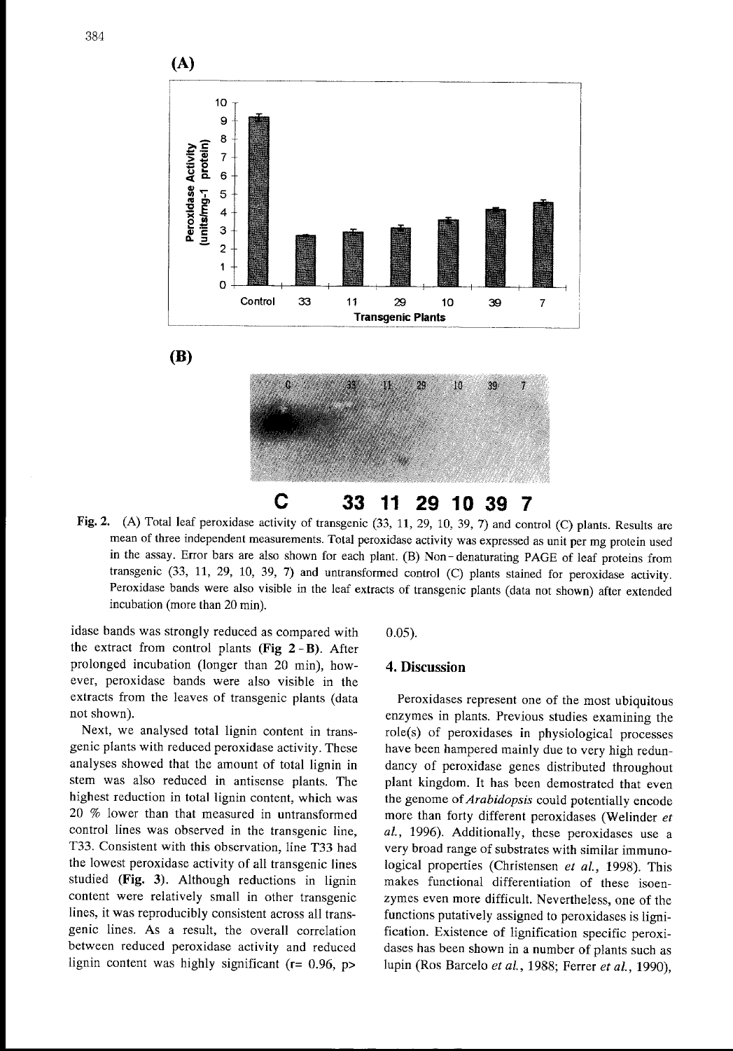**(A)**

**(B)**

**C 33 11 29 10 39 7**

**Fig. 2.** (A) Total leaf peroxidase activity of transgenic (33, 11, 29, 10, 39, 7) and control (C) plants. Results are mean of three independent measurements. Total peroxidase activity was expressed as unit per mg protein used in the assay. Error bars are also shown for each plant. (B) Non-denaturating PAGE of leaf proteins from transgenic (33, 11, 29, 10, 39, 7) and untransformed control (C) plants stained for peroxidase activity. Peroxidase bands were also visible in the leaf extracts of transgenic plants (data not shown) after extended incubation (more than 20 min).

idase bands was strongly reduced as compared with the extract from control plants (**Fig 2-B**). After prolonged incubation (longer than 20 min), however, peroxidase bands were also visible in the extracts from the leaves of transgenic plants (data not shown).

Next, we analysed total lignin content in transgenic plants with reduced peroxidase activity. These analyses showed that the amount of total lignin in stem was also reduced in antisense plants. The highest reduction in total lignin content, which was 20 % lower than that measured in untransformed control lines was observed in the transgenic line, T33. Consistent with this observation, line T33 had the lowest peroxidase activity of all transgenic lines studied (**Fig. 3**). Although reductions in lignin content were relatively small in other transgenic lines, it was reproducibly consistent across all transgenic lines. As a result, the overall correlation between reduced peroxidase activity and reduced lignin content was highly significant ($r = 0.96$, $p > 0.05$).

## 4. Discussion

Peroxidases represent one of the most ubiquitous enzymes in plants. Previous studies examining the role(s) of peroxidases in physiological processes have been hampered mainly due to very high redundancy of peroxidase genes distributed throughout plant kingdom. It has been demostrated that even the genome of *Arabidopsis* could potentially encode more than forty different peroxidases (Welinder *et al.*, 1996). Additionally, these peroxidases use a very broad range of substrates with similar immunological properties (Christensen *et al.*, 1998). This makes functional differentiation of these isoenzymes even more difficult. Nevertheless, one of the functions putatively assigned to peroxidases is lignification. Existence of lignification specific peroxidases has been shown in a number of plants such as lupin (Ros Barcelo *et al.*, 1988; Ferrer *et al.*, 1990),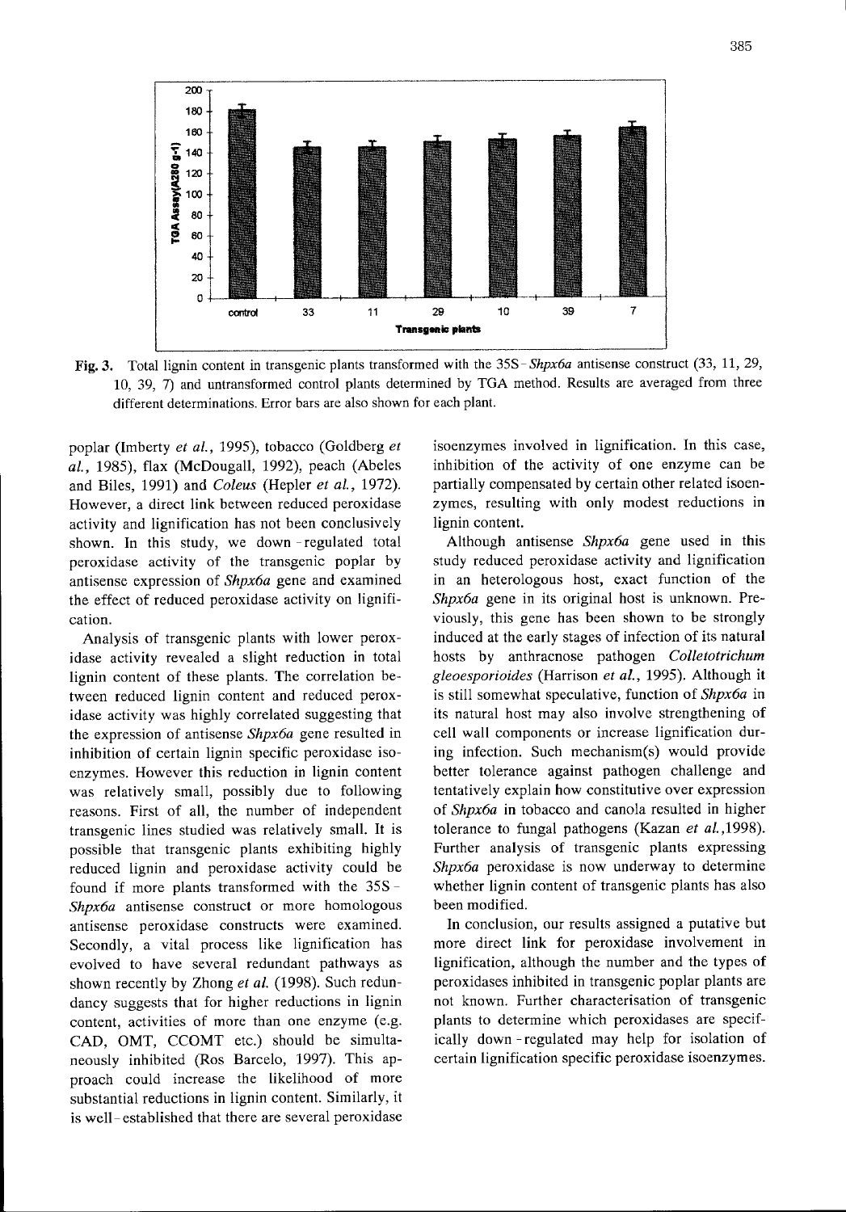**Fig. 3.** Total lignin content in transgenic plants transformed with the 35S - *Shpx6a* antisense construct (33, 11, 29, 10, 39, 7) and untransformed control plants determined by TGA method. Results are averaged from three different determinations. Error bars are also shown for each plant.

poplar (Imberty *et al.*, 1995), tobacco (Goldberg *et al.*, 1985), flax (McDougall, 1992), peach (Abeles and Biles, 1991) and *Coleus* (Hepler *et al.*, 1972). However, a direct link between reduced peroxidase activity and lignification has not been conclusively shown. In this study, we down - regulated total peroxidase activity of the transgenic poplar by antisense expression of *Shpx6a* gene and examined the effect of reduced peroxidase activity on lignification.

Analysis of transgenic plants with lower peroxidase activity revealed a slight reduction in total lignin content of these plants. The correlation between reduced lignin content and reduced peroxidase activity was highly correlated suggesting that the expression of antisense *Shpx6a* gene resulted in inhibition of certain lignin specific peroxidase isoenzymes. However this reduction in lignin content was relatively small, possibly due to following reasons. First of all, the number of independent transgenic lines studied was relatively small. It is possible that transgenic plants exhibiting highly reduced lignin and peroxidase activity could be found if more plants transformed with the 35S - *Shpx6a* antisense construct or more homologous antisense peroxidase constructs were examined. Secondly, a vital process like lignification has evolved to have several redundant pathways as shown recently by Zhong *et al.* (1998). Such redundancy suggests that for higher reductions in lignin content, activities of more than one enzyme (e.g. CAD, OMT, CCOMT etc.) should be simultaneously inhibited (Ros Barcelo, 1997). This approach could increase the likelihood of more substantial reductions in lignin content. Similarly, it is well - established that there are several peroxidase isoenzymes involved in lignification. In this case, inhibition of the activity of one enzyme can be partially compensated by certain other related isoenzymes, resulting with only modest reductions in lignin content.

Although antisense *Shpx6a* gene used in this study reduced peroxidase activity and lignification in an heterologous host, exact function of the *Shpx6a* gene in its original host is unknown. Previously, this gene has been shown to be strongly induced at the early stages of infection of its natural hosts by anthracnose pathogen *Colletotrichum gleoesporioides* (Harrison *et al.*, 1995). Although it is still somewhat speculative, function of *Shpx6a* in its natural host may also involve strengthening of cell wall components or increase lignification during infection. Such mechanism(s) would provide better tolerance against pathogen challenge and tentatively explain how constitutive over expression of *Shpx6a* in tobacco and canola resulted in higher tolerance to fungal pathogens (Kazan *et al.*,1998). Further analysis of transgenic plants expressing *Shpx6a* peroxidase is now underway to determine whether lignin content of transgenic plants has also been modified.

In conclusion, our results assigned a putative but more direct link for peroxidase involvement in lignification, although the number and the types of peroxidases inhibited in transgenic poplar plants are not known. Further characterisation of transgenic plants to determine which peroxidases are specifically down - regulated may help for isolation of certain lignification specific peroxidase isoenzymes.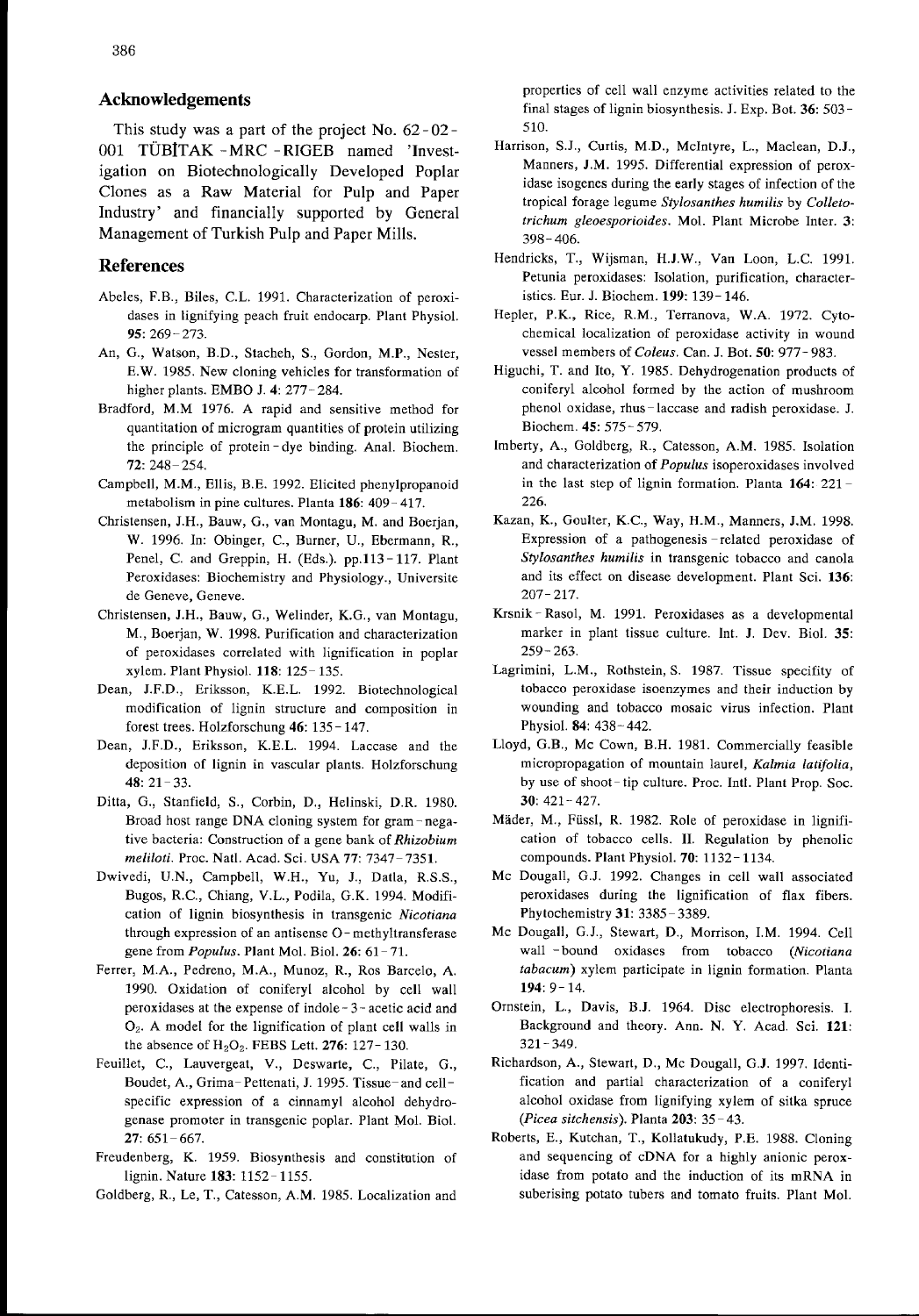## Acknowledgements

This study was a part of the project No. 62-02-001 TÜBİTAK-MRC-RIGEB named 'Investigation on Biotechnologically Developed Poplar Clones as a Raw Material for Pulp and Paper Industry' and financially supported by General Management of Turkish Pulp and Paper Mills.

## References

Abeles, F.B., Biles, C.L. 1991. Characterization of peroxidases in lignifying peach fruit endocarp. Plant Physiol. **95**: 269-273.

An, G., Watson, B.D., Stacheh, S., Gordon, M.P., Nester, E.W. 1985. New cloning vehicles for transformation of higher plants. EMBO J. **4**: 277-284.

Bradford, M.M 1976. A rapid and sensitive method for quantitation of microgram quantities of protein utilizing the principle of protein-dye binding. Anal. Biochem. **72**: 248-254.

Campbell, M.M., Ellis, B.E. 1992. Elicited phenylpropanoid metabolism in pine cultures. Planta **186**: 409-417.

Christensen, J.H., Bauw, G., van Montagu, M. and Boerjan, W. 1996. In: Obinger, C., Burner, U., Ebermann, R., Penel, C. and Greppin, H. (Eds.). pp.113-117. Plant Peroxidases: Biochemistry and Physiology., Universite de Geneve, Geneve.

Christensen, J.H., Bauw, G., Welinder, K.G., van Montagu, M., Boerjan, W. 1998. Purification and characterization of peroxidases correlated with lignification in poplar xylem. Plant Physiol. **118**: 125-135.

Dean, J.F.D., Eriksson, K.E.L. 1992. Biotechnological modification of lignin structure and composition in forest trees. Holzforschung **46**: 135-147.

Dean, J.F.D., Eriksson, K.E.L. 1994. Laccase and the deposition of lignin in vascular plants. Holzforschung **48**: 21-33.

Ditta, G., Stanfield, S., Corbin, D., Helinski, D.R. 1980. Broad host range DNA cloning system for gram-negative bacteria: Construction of a gene bank of *Rhizobium meliloti*. Proc. Natl. Acad. Sci. USA **77**: 7347-7351.

Dwivedi, U.N., Campbell, W.H., Yu, J., Datla, R.S.S., Bugos, R.C., Chiang, V.L., Podila, G.K. 1994. Modification of lignin biosynthesis in transgenic *Nicotiana* through expression of an antisense O-methyltransferase gene from *Populus*. Plant Mol. Biol. **26**: 61-71.

Ferrer, M.A., Pedreno, M.A., Munoz, R., Ros Barcelo, A. 1990. Oxidation of coniferyl alcohol by cell wall peroxidases at the expense of indole-3-acetic acid and $O_2$. A model for the lignification of plant cell walls in the absence of $H_2O_2$. FEBS Lett. **276**: 127-130.

Feuillet, C., Lauvergeat, V., Deswarte, C., Pilate, G., Boudet, A., Grima-Pettenati, J. 1995. Tissue- and cell-specific expression of a cinnamyl alcohol dehydrogenase promoter in transgenic poplar. Plant Mol. Biol. **27**: 651-667.

Freudenberg, K. 1959. Biosynthesis and constitution of lignin. Nature **183**: 1152-1155.

Goldberg, R., Le, T., Catesson, A.M. 1985. Localization and properties of cell wall enzyme activities related to the final stages of lignin biosynthesis. J. Exp. Bot. **36**: 503-510.

Harrison, S.J., Curtis, M.D., McIntyre, L., Maclean, D.J., Manners, J.M. 1995. Differential expression of peroxidase isogenes during the early stages of infection of the tropical forage legume *Stylosanthes humilis* by *Colletotrichum gleoesporioides*. Mol. Plant Microbe Inter. **3**: 398-406.

Hendricks, T., Wijsman, H.J.W., Van Loon, L.C. 1991. Petunia peroxidases: Isolation, purification, characteristics. Eur. J. Biochem. **199**: 139-146.

Hepler, P.K., Rice, R.M., Terranova, W.A. 1972. Cytochemical localization of peroxidase activity in wound vessel members of *Coleus*. Can. J. Bot. **50**: 977-983.

Higuchi, T. and Ito, Y. 1985. Dehydrogenation products of coniferyl alcohol formed by the action of mushroom phenol oxidase, rhus-laccase and radish peroxidase. J. Biochem. **45**: 575-579.

Imberty, A., Goldberg, R., Catesson, A.M. 1985. Isolation and characterization of *Populus* isoperoxidases involved in the last step of lignin formation. Planta **164**: 221-226.

Kazan, K., Goulter, K.C., Way, H.M., Manners, J.M. 1998. Expression of a pathogenesis-related peroxidase of *Stylosanthes humilis* in transgenic tobacco and canola and its effect on disease development. Plant Sci. **136**: 207-217.

Krsnik-Rasol, M. 1991. Peroxidases as a developmental marker in plant tissue culture. Int. J. Dev. Biol. **35**: 259-263.

Lagrimini, L.M., Rothstein, S. 1987. Tissue specifity of tobacco peroxidase isoenzymes and their induction by wounding and tobacco mosaic virus infection. Plant Physiol. **84**: 438-442.

Lloyd, G.B., Mc Cown, B.H. 1981. Commercially feasible micropropagation of mountain laurel, *Kalmia latifolia*, by use of shoot-tip culture. Proc. Intl. Plant Prop. Soc. **30**: 421-427.

Mäder, M., Füssl, R. 1982. Role of peroxidase in lignification of tobacco cells. II. Regulation by phenolic compounds. Plant Physiol. **70**: 1132-1134.

Mc Dougall, G.J. 1992. Changes in cell wall associated peroxidases during the lignification of flax fibers. Phytochemistry **31**: 3385-3389.

Mc Dougall, G.J., Stewart, D., Morrison, I.M. 1994. Cell wall-bound oxidases from tobacco (*Nicotiana tabacum*) xylem participate in lignin formation. Planta **194**: 9-14.

Ornstein, L., Davis, B.J. 1964. Disc electrophoresis. I. Background and theory. Ann. N. Y. Acad. Sci. **121**: 321-349.

Richardson, A., Stewart, D., Mc Dougall, G.J. 1997. Identification and partial characterization of a coniferyl alcohol oxidase from lignifying xylem of sitka spruce (*Picea sitchensis*). Planta **203**: 35-43.

Roberts, E., Kutchan, T., Kollatukudy, P.E. 1988. Cloning and sequencing of cDNA for a highly anionic peroxidase from potato and the induction of its mRNA in suberising potato tubers and tomato fruits. Plant Mol.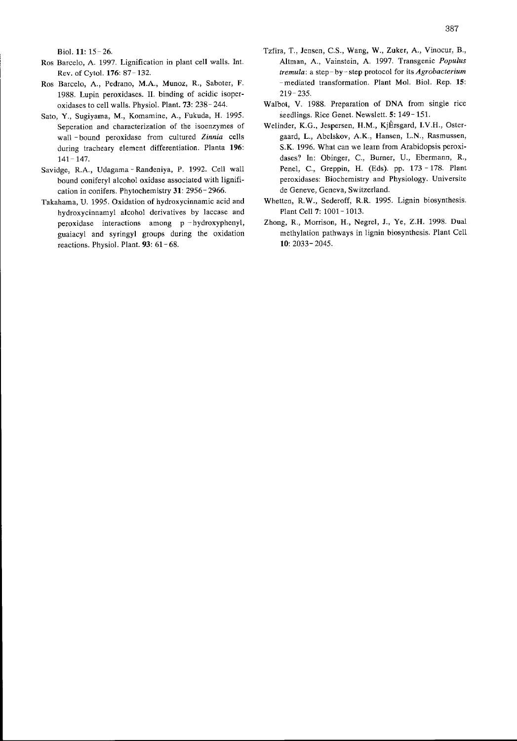Biol. 11: 15-26.

Ros Barcelo, A. 1997. Lignification in plant cell walls. Int. Rev. of Cytol. 176: 87-132.

Ros Barcelo, A., Pedrano, M.A., Munoz, R., Saboter, F. 1988. Lupin peroxidases. II. binding of acidic isoperoxidases to cell walls. Physiol. Plant. 73: 238-244.

Sato, Y., Sugiyama, M., Komamine, A., Fukuda, H. 1995. Seperation and characterization of the isoenzymes of wall-bound peroxidase from cultured *Zinnia* cells during tracheary element differentiation. Planta 196: 141-147.

Savidge, R.A., Udagama-Randeniya, P. 1992. Cell wall bound coniferyl alcohol oxidase associated with lignification in conifers. Phytochemistry 31: 2956-2966.

Takahama, U. 1995. Oxidation of hydroxycinnamic acid and hydroxycinnamyl alcohol derivatives by laccase and peroxidase interactions among p-hydroxyphenyl, guaiacyl and syringyl groups during the oxidation reactions. Physiol. Plant. 93: 61-68.

Tzfira, T., Jensen, C.S., Wang, W., Zuker, A., Vinocur, B., Altman, A., Vainstein, A. 1997. Transgenic *Populus tremula*: a step-by-step protocol for its *Agrobacterium*-mediated transformation. Plant Mol. Biol. Rep. 15: 219-235.

Walbot, V. 1988. Preparation of DNA from single rice seedlings. Rice Genet. Newslett. 5: 149-151.

Welinder, K.G., Jespersen, H.M., KjÊrsgard, I.V.H., Ostergaard, L., Abelskov, A.K., Hansen, L.N., Rasmussen, S.K. 1996. What can we learn from Arabidopsis peroxidases? In: Obinger, C., Burner, U., Ebermann, R., Penel, C., Greppin, H. (Eds). pp. 173-178. Plant peroxidases: Biochemistry and Physiology. Universite de Geneve, Geneva, Switzerland.

Whetten, R.W., Sederoff, R.R. 1995. Lignin biosynthesis. Plant Cell 7: 1001-1013.

Zhong, R., Morrison, H., Negrel, J., Ye, Z.H. 1998. Dual methylation pathways in lignin biosynthesis. Plant Cell 10: 2033-2045.